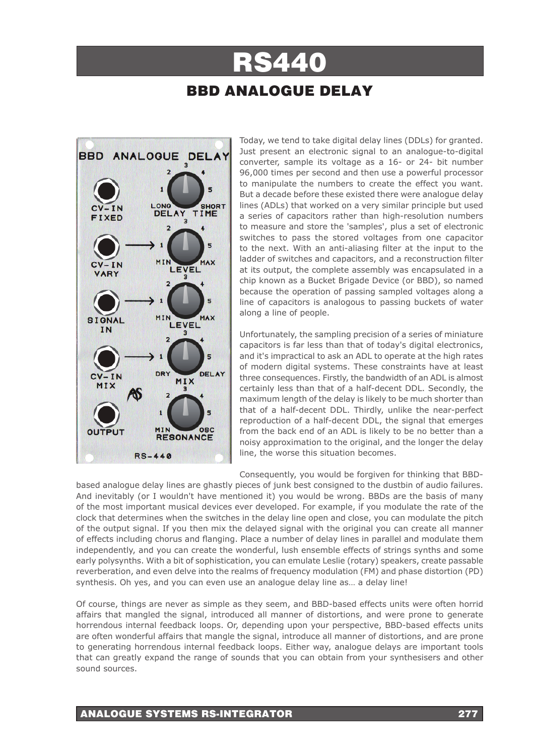# RS440

## BBD ANALOGUE DELAY

Today, we tend to take digital delay lines (DDLs) for granted. Just present an electronic signal to an analogue-to-digital converter, sample its voltage as a 16- or 24- bit number 96,000 times per second and then use a powerful processor to manipulate the numbers to create the effect you want. But a decade before these existed there were analogue delay lines (ADLs) that worked on a very similar principle but used a series of capacitors rather than high-resolution numbers to measure and store the 'samples', plus a set of electronic switches to pass the stored voltages from one capacitor to the next. With an anti-aliasing filter at the input to the ladder of switches and capacitors, and a reconstruction filter at its output, the complete assembly was encapsulated in a chip known as a Bucket Brigade Device (or BBD), so named because the operation of passing sampled voltages along a line of capacitors is analogous to passing buckets of water along a line of people.

Unfortunately, the sampling precision of a series of miniature capacitors is far less than that of today's digital electronics, and it's impractical to ask an ADL to operate at the high rates of modern digital systems. These constraints have at least three consequences. Firstly, the bandwidth of an ADL is almost certainly less than that of a half-decent DDL. Secondly, the maximum length of the delay is likely to be much shorter than that of a half-decent DDL. Thirdly, unlike the near-perfect reproduction of a half-decent DDL, the signal that emerges from the back end of an ADL is likely to be no better than a noisy approximation to the original, and the longer the delay line, the worse this situation becomes.

Consequently, you would be forgiven for thinking that BBD-based analogue delay lines are ghastly pieces of junk best consigned to the dustbin of audio failures. And inevitably (or I wouldn't have mentioned it) you would be wrong. BBDs are the basis of many of the most important musical devices ever developed. For example, if you modulate the rate of the clock that determines when the switches in the delay line open and close, you can modulate the pitch of the output signal. If you then mix the delayed signal with the original you can create all manner of effects including chorus and flanging. Place a number of delay lines in parallel and modulate them independently, and you can create the wonderful, lush ensemble effects of strings synths and some early polysynths. With a bit of sophistication, you can emulate Leslie (rotary) speakers, create passable reverberation, and even delve into the realms of frequency modulation (FM) and phase distortion (PD) synthesis. Oh yes, and you can even use an analogue delay line as… a delay line!

Of course, things are never as simple as they seem, and BBD-based effects units were often horrid affairs that mangled the signal, introduced all manner of distortions, and were prone to generate horrendous internal feedback loops. Or, depending upon your perspective, BBD-based effects units are often wonderful affairs that mangle the signal, introduce all manner of distortions, and are prone to generating horrendous internal feedback loops. Either way, analogue delays are important tools that can greatly expand the range of sounds that you can obtain from your synthesisers and other sound sources.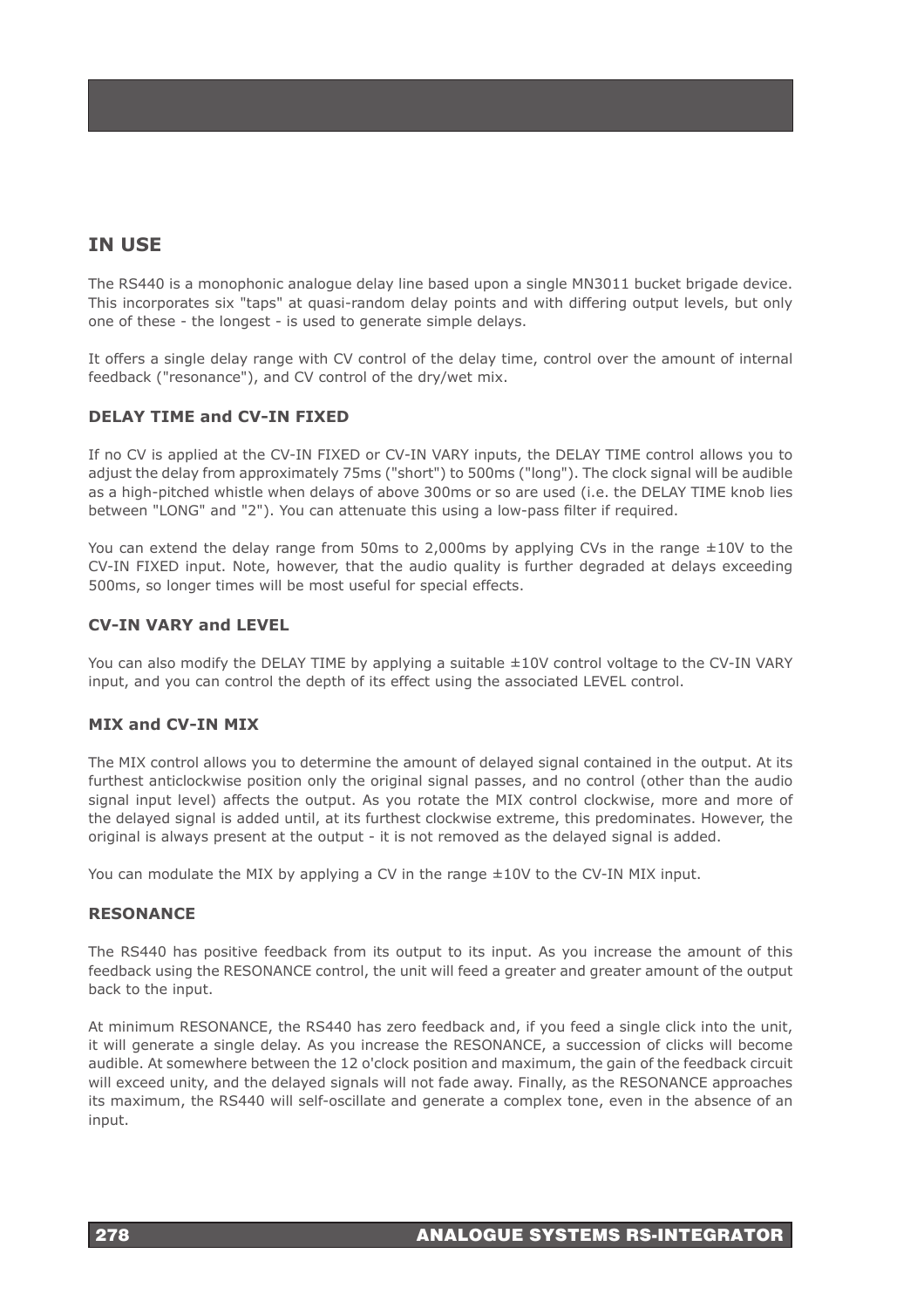## IN USE

The RS440 is a monophonic analogue delay line based upon a single MN3011 bucket brigade device. This incorporates six "taps" at quasi-random delay points and with differing output levels, but only one of these - the longest - is used to generate simple delays.

It offers a single delay range with CV control of the delay time, control over the amount of internal feedback ("resonance"), and CV control of the dry/wet mix.

### DELAY TIME and CV-IN FIXED

If no CV is applied at the CV-IN FIXED or CV-IN VARY inputs, the DELAY TIME control allows you to adjust the delay from approximately 75ms ("short") to 500ms ("long"). The clock signal will be audible as a high-pitched whistle when delays of above 300ms or so are used (i.e. the DELAY TIME knob lies between "LONG" and "2"). You can attenuate this using a low-pass filter if required.

You can extend the delay range from 50ms to 2,000ms by applying CVs in the range ±10V to the CV-IN FIXED input. Note, however, that the audio quality is further degraded at delays exceeding 500ms, so longer times will be most useful for special effects.

### CV-IN VARY and LEVEL

You can also modify the DELAY TIME by applying a suitable ±10V control voltage to the CV-IN VARY input, and you can control the depth of its effect using the associated LEVEL control.

### MIX and CV-IN MIX

The MIX control allows you to determine the amount of delayed signal contained in the output. At its furthest anticlockwise position only the original signal passes, and no control (other than the audio signal input level) affects the output. As you rotate the MIX control clockwise, more and more of the delayed signal is added until, at its furthest clockwise extreme, this predominates. However, the original is always present at the output - it is not removed as the delayed signal is added.

You can modulate the MIX by applying a CV in the range ±10V to the CV-IN MIX input.

### RESONANCE

The RS440 has positive feedback from its output to its input. As you increase the amount of this feedback using the RESONANCE control, the unit will feed a greater and greater amount of the output back to the input.

At minimum RESONANCE, the RS440 has zero feedback and, if you feed a single click into the unit, it will generate a single delay. As you increase the RESONANCE, a succession of clicks will become audible. At somewhere between the 12 o'clock position and maximum, the gain of the feedback circuit will exceed unity, and the delayed signals will not fade away. Finally, as the RESONANCE approaches its maximum, the RS440 will self-oscillate and generate a complex tone, even in the absence of an input.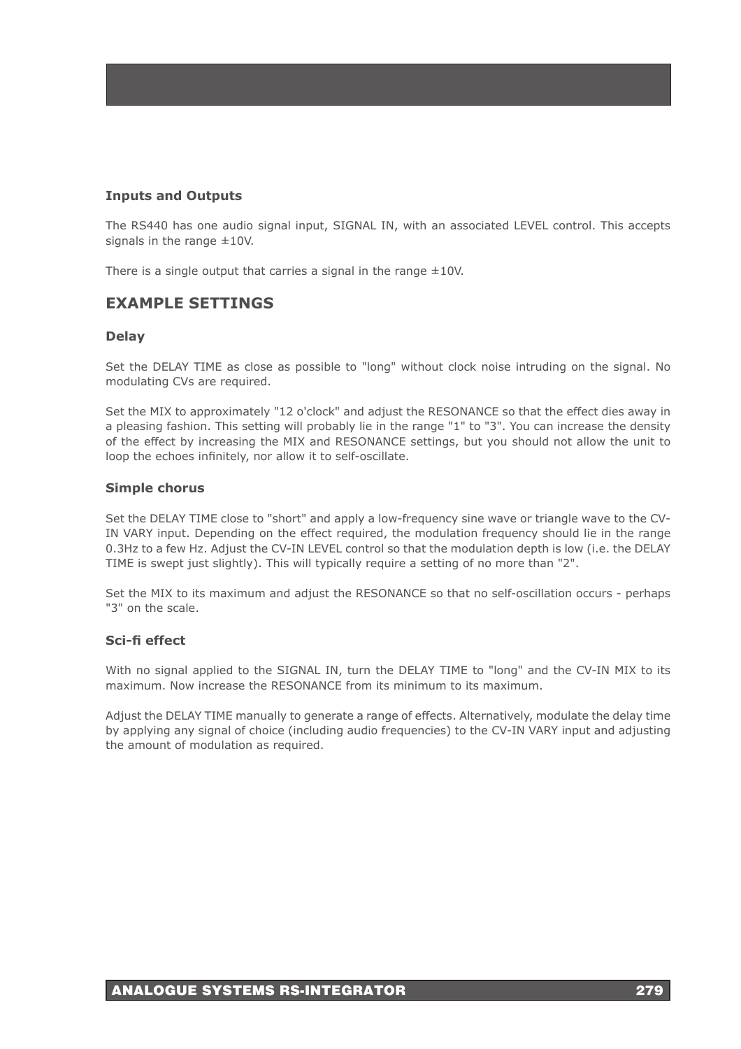### Inputs and Outputs

The RS440 has one audio signal input, SIGNAL IN, with an associated LEVEL control. This accepts signals in the range ±10V.

There is a single output that carries a signal in the range ±10V.

## EXAMPLE SETTINGS

### Delay

Set the DELAY TIME as close as possible to "long" without clock noise intruding on the signal. No modulating CVs are required.

Set the MIX to approximately "12 o'clock" and adjust the RESONANCE so that the effect dies away in a pleasing fashion. This setting will probably lie in the range "1" to "3". You can increase the density of the effect by increasing the MIX and RESONANCE settings, but you should not allow the unit to loop the echoes infinitely, nor allow it to self-oscillate.

### Simple chorus

Set the DELAY TIME close to "short" and apply a low-frequency sine wave or triangle wave to the CV-IN VARY input. Depending on the effect required, the modulation frequency should lie in the range 0.3Hz to a few Hz. Adjust the CV-IN LEVEL control so that the modulation depth is low (i.e. the DELAY TIME is swept just slightly). This will typically require a setting of no more than "2".

Set the MIX to its maximum and adjust the RESONANCE so that no self-oscillation occurs - perhaps "3" on the scale.

### Sci-fi effect

With no signal applied to the SIGNAL IN, turn the DELAY TIME to "long" and the CV-IN MIX to its maximum. Now increase the RESONANCE from its minimum to its maximum.

Adjust the DELAY TIME manually to generate a range of effects. Alternatively, modulate the delay time by applying any signal of choice (including audio frequencies) to the CV-IN VARY input and adjusting the amount of modulation as required.